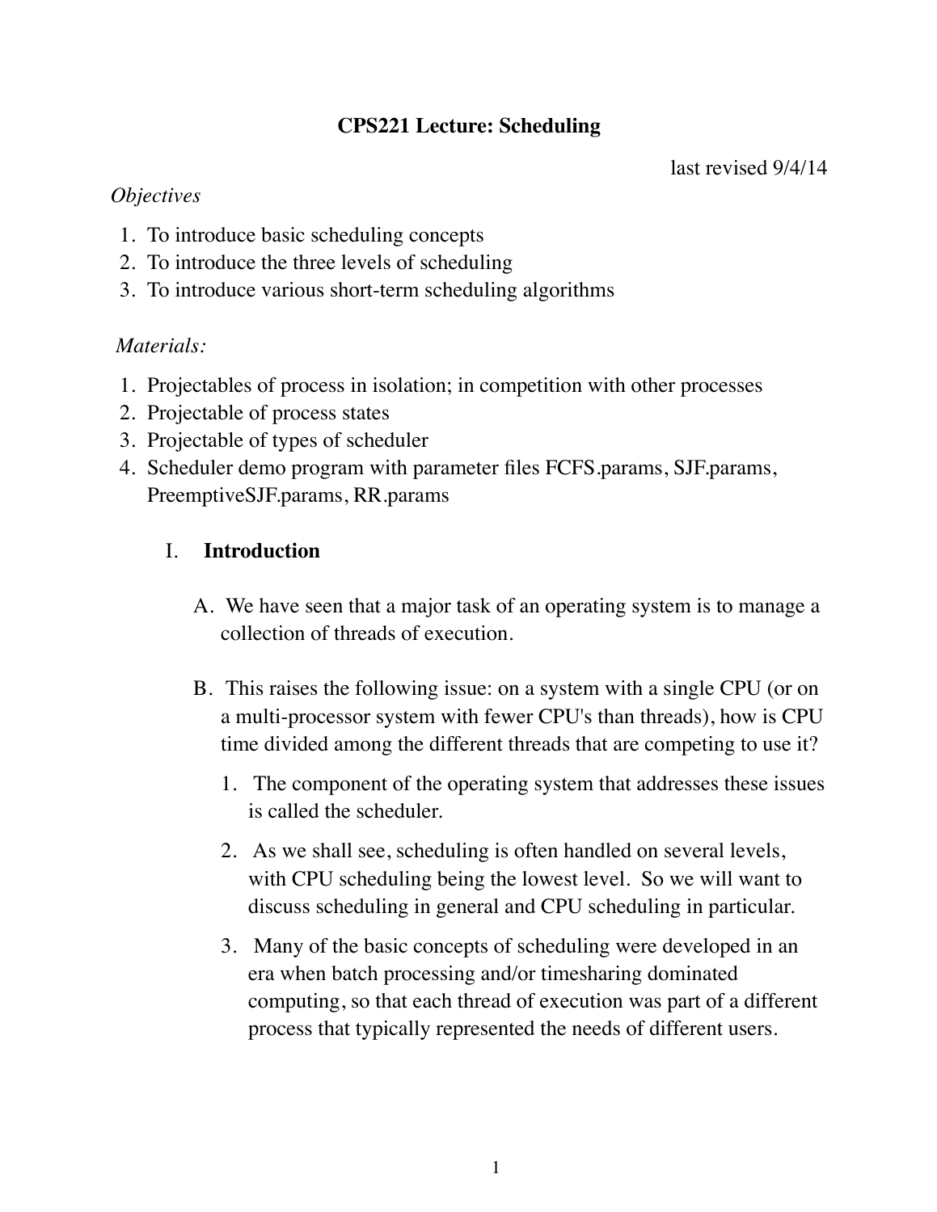# CPS221 Lecture: Scheduling

last revised 9/4/14

*Objectives*

1. To introduce basic scheduling concepts
2. To introduce the three levels of scheduling
3. To introduce various short-term scheduling algorithms

*Materials:*

1. Projectables of process in isolation; in competition with other processes
2. Projectable of process states
3. Projectable of types of scheduler
4. Scheduler demo program with parameter files FCFS.params, SJF.params, PreemptiveSJF.params, RR.params

## I. Introduction

A. We have seen that a major task of an operating system is to manage a collection of threads of execution.

B. This raises the following issue: on a system with a single CPU (or on a multi-processor system with fewer CPU's than threads), how is CPU time divided among the different threads that are competing to use it?

1. The component of the operating system that addresses these issues is called the scheduler.
2. As we shall see, scheduling is often handled on several levels, with CPU scheduling being the lowest level. So we will want to discuss scheduling in general and CPU scheduling in particular.
3. Many of the basic concepts of scheduling were developed in an era when batch processing and/or timesharing dominated computing, so that each thread of execution was part of a different process that typically represented the needs of different users.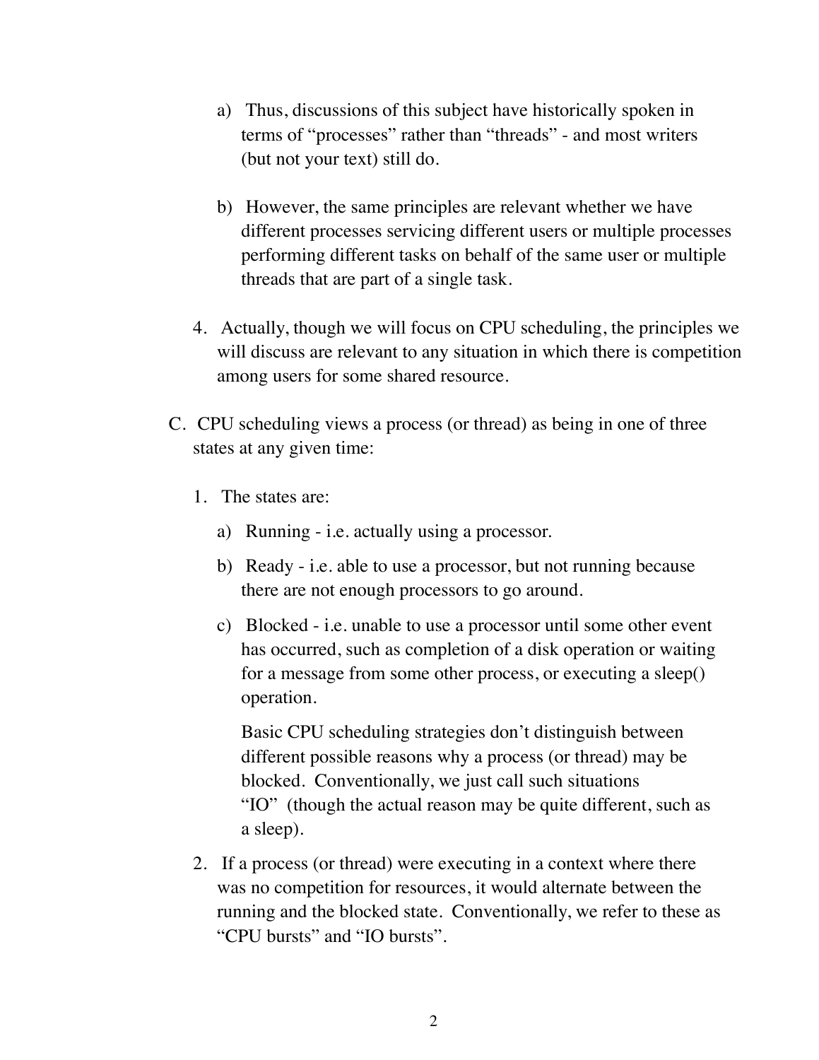a) Thus, discussions of this subject have historically spoken in terms of "processes" rather than "threads" - and most writers (but not your text) still do.

b) However, the same principles are relevant whether we have different processes servicing different users or multiple processes performing different tasks on behalf of the same user or multiple threads that are part of a single task.

4. Actually, though we will focus on CPU scheduling, the principles we will discuss are relevant to any situation in which there is competition among users for some shared resource.

C. CPU scheduling views a process (or thread) as being in one of three states at any given time:

1. The states are:

   a) Running - i.e. actually using a processor.

   b) Ready - i.e. able to use a processor, but not running because there are not enough processors to go around.

   c) Blocked - i.e. unable to use a processor until some other event has occurred, such as completion of a disk operation or waiting for a message from some other process, or executing a sleep() operation.

   Basic CPU scheduling strategies don't distinguish between different possible reasons why a process (or thread) may be blocked. Conventionally, we just call such situations "IO" (though the actual reason may be quite different, such as a sleep).

2. If a process (or thread) were executing in a context where there was no competition for resources, it would alternate between the running and the blocked state. Conventionally, we refer to these as "CPU bursts" and "IO bursts".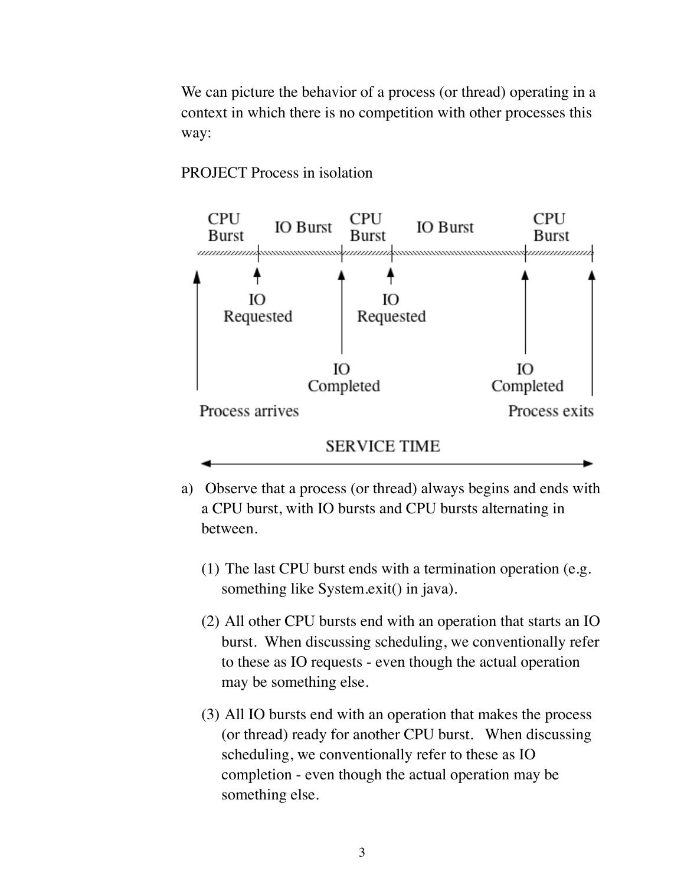We can picture the behavior of a process (or thread) operating in a context in which there is no competition with other processes this way:

PROJECT Process in isolation

CPU Burst | IO Burst | CPU Burst | IO Burst | CPU Burst

IO Requested | IO Completed | IO Requested | IO Completed

Process arrives | Process exits

SERVICE TIME

a) Observe that a process (or thread) always begins and ends with a CPU burst, with IO bursts and CPU bursts alternating in between.

   (1) The last CPU burst ends with a termination operation (e.g. something like System.exit() in java).

   (2) All other CPU bursts end with an operation that starts an IO burst. When discussing scheduling, we conventionally refer to these as IO requests - even though the actual operation may be something else.

   (3) All IO bursts end with an operation that makes the process (or thread) ready for another CPU burst. When discussing scheduling, we conventionally refer to these as IO completion - even though the actual operation may be something else.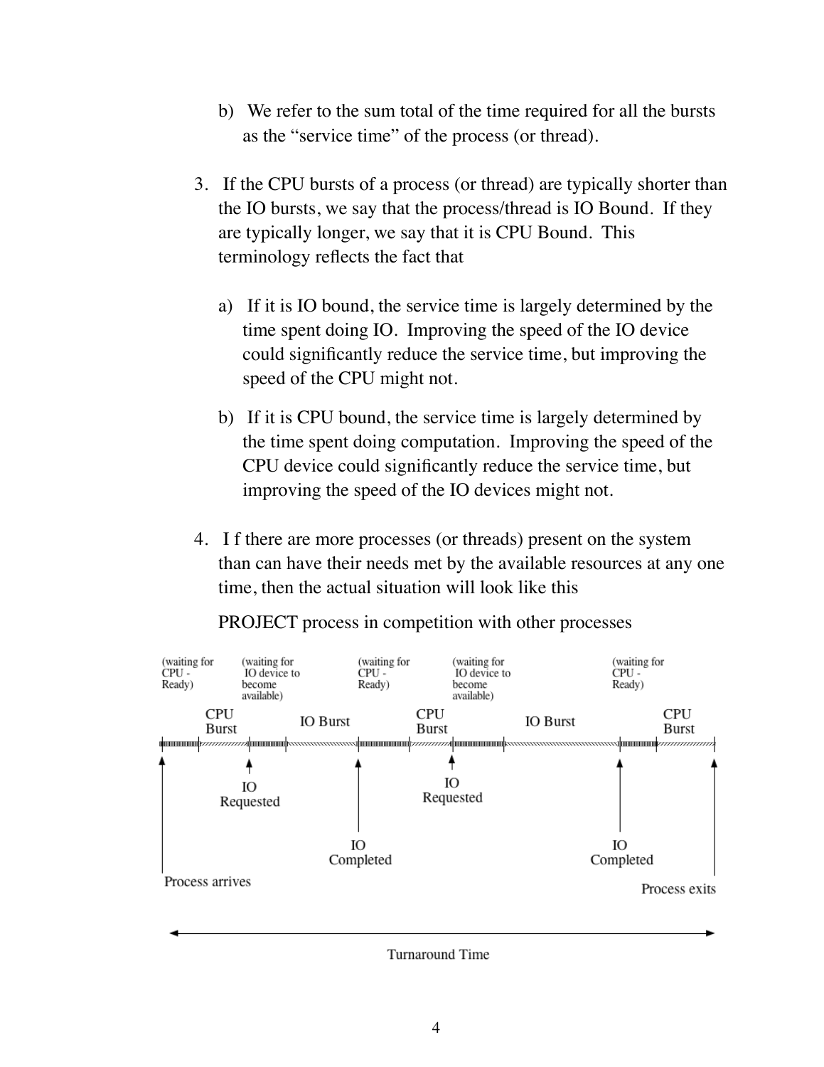b) We refer to the sum total of the time required for all the bursts as the "service time" of the process (or thread).

3. If the CPU bursts of a process (or thread) are typically shorter than the IO bursts, we say that the process/thread is IO Bound. If they are typically longer, we say that it is CPU Bound. This terminology reflects the fact that

   a) If it is IO bound, the service time is largely determined by the time spent doing IO. Improving the speed of the IO device could significantly reduce the service time, but improving the speed of the CPU might not.

   b) If it is CPU bound, the service time is largely determined by the time spent doing computation. Improving the speed of the CPU device could significantly reduce the service time, but improving the speed of the IO devices might not.

4. I f there are more processes (or threads) present on the system than can have their needs met by the available resources at any one time, then the actual situation will look like this

   PROJECT process in competition with other processes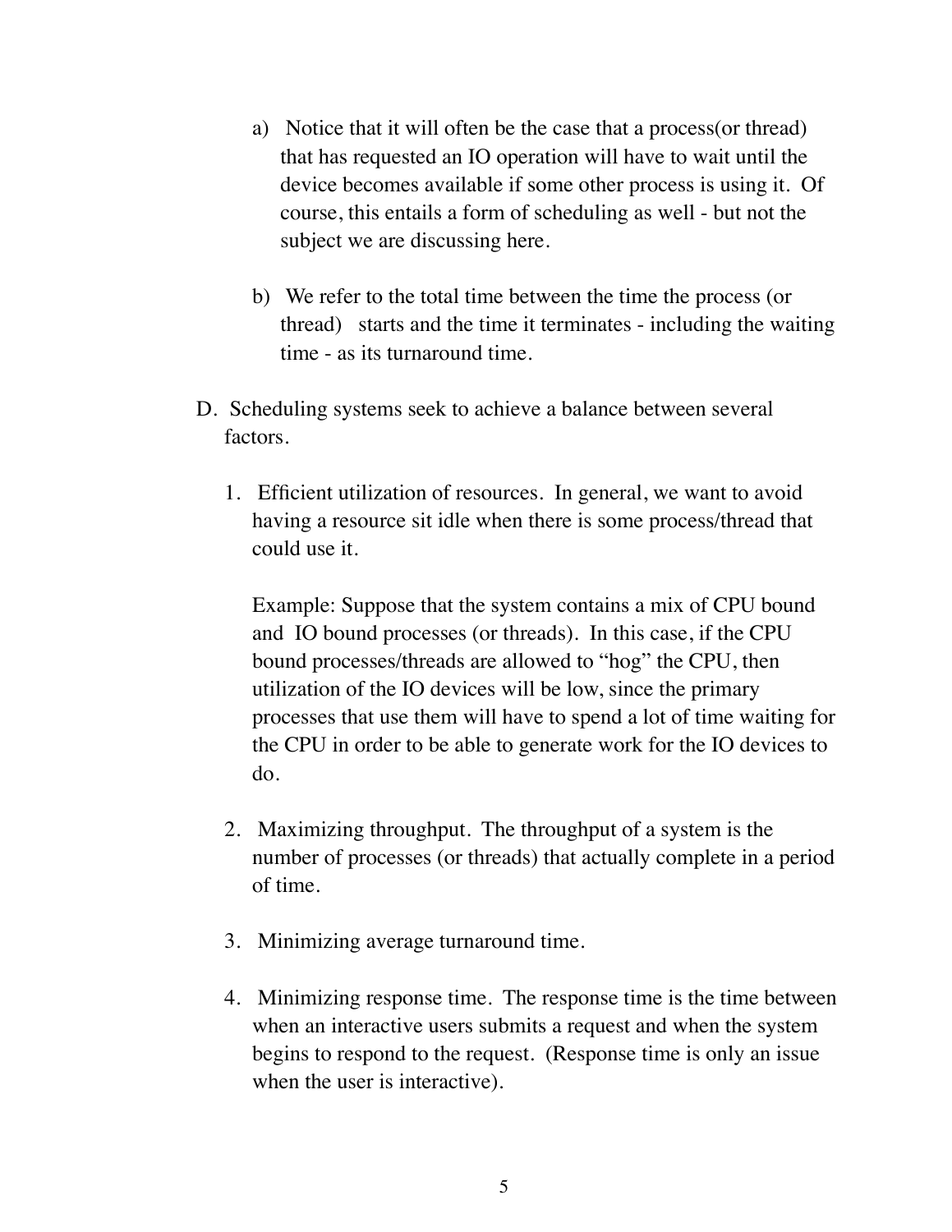a) Notice that it will often be the case that a process(or thread) that has requested an IO operation will have to wait until the device becomes available if some other process is using it. Of course, this entails a form of scheduling as well - but not the subject we are discussing here.

b) We refer to the total time between the time the process (or thread) starts and the time it terminates - including the waiting time - as its turnaround time.

D. Scheduling systems seek to achieve a balance between several factors.

1. Efficient utilization of resources. In general, we want to avoid having a resource sit idle when there is some process/thread that could use it.

   Example: Suppose that the system contains a mix of CPU bound and IO bound processes (or threads). In this case, if the CPU bound processes/threads are allowed to "hog" the CPU, then utilization of the IO devices will be low, since the primary processes that use them will have to spend a lot of time waiting for the CPU in order to be able to generate work for the IO devices to do.

2. Maximizing throughput. The throughput of a system is the number of processes (or threads) that actually complete in a period of time.

3. Minimizing average turnaround time.

4. Minimizing response time. The response time is the time between when an interactive users submits a request and when the system begins to respond to the request. (Response time is only an issue when the user is interactive).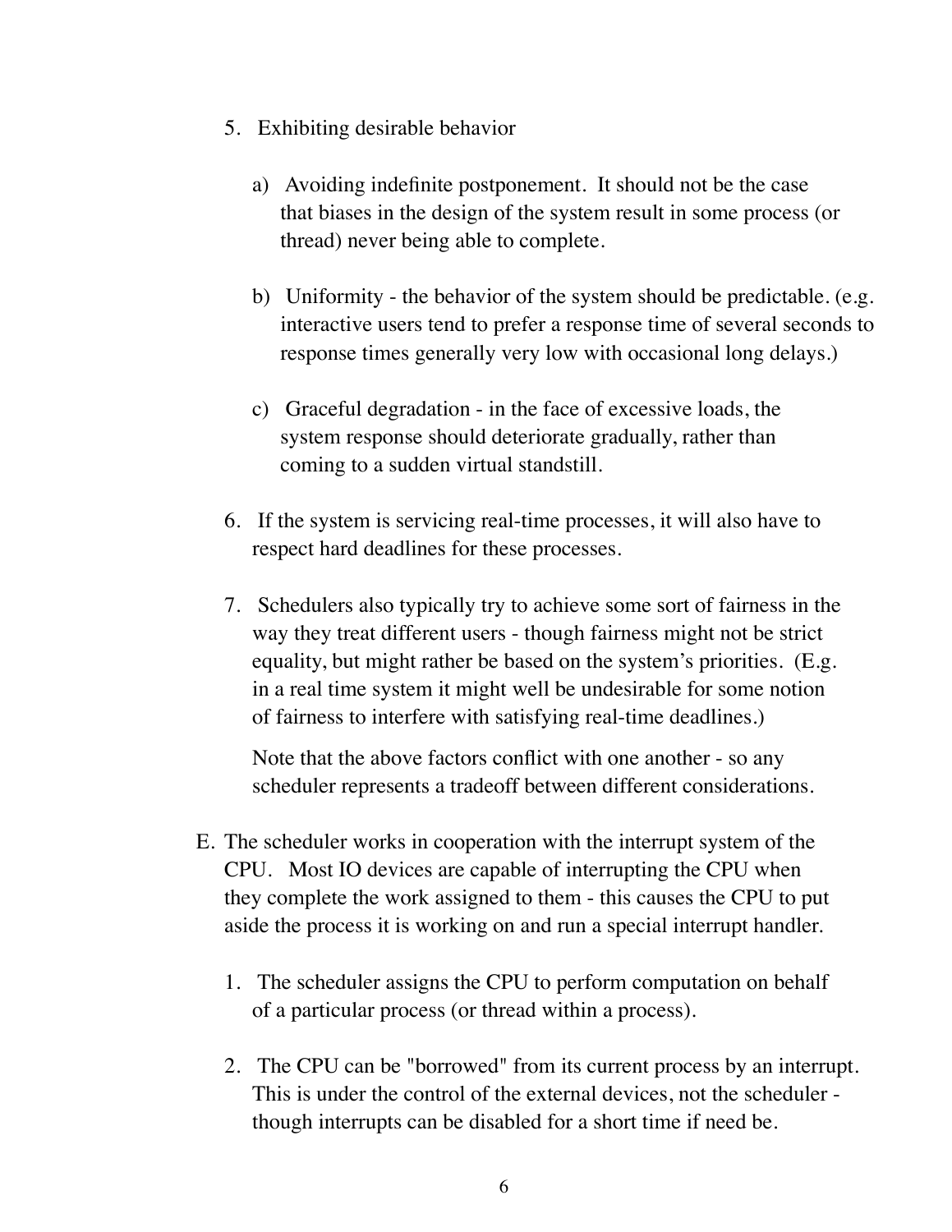5. Exhibiting desirable behavior

   a) Avoiding indefinite postponement. It should not be the case that biases in the design of the system result in some process (or thread) never being able to complete.

   b) Uniformity - the behavior of the system should be predictable. (e.g. interactive users tend to prefer a response time of several seconds to response times generally very low with occasional long delays.)

   c) Graceful degradation - in the face of excessive loads, the system response should deteriorate gradually, rather than coming to a sudden virtual standstill.

6. If the system is servicing real-time processes, it will also have to respect hard deadlines for these processes.

7. Schedulers also typically try to achieve some sort of fairness in the way they treat different users - though fairness might not be strict equality, but might rather be based on the system's priorities. (E.g. in a real time system it might well be undesirable for some notion of fairness to interfere with satisfying real-time deadlines.)

   Note that the above factors conflict with one another - so any scheduler represents a tradeoff between different considerations.

E. The scheduler works in cooperation with the interrupt system of the CPU. Most IO devices are capable of interrupting the CPU when they complete the work assigned to them - this causes the CPU to put aside the process it is working on and run a special interrupt handler.

   1. The scheduler assigns the CPU to perform computation on behalf of a particular process (or thread within a process).

   2. The CPU can be "borrowed" from its current process by an interrupt. This is under the control of the external devices, not the scheduler - though interrupts can be disabled for a short time if need be.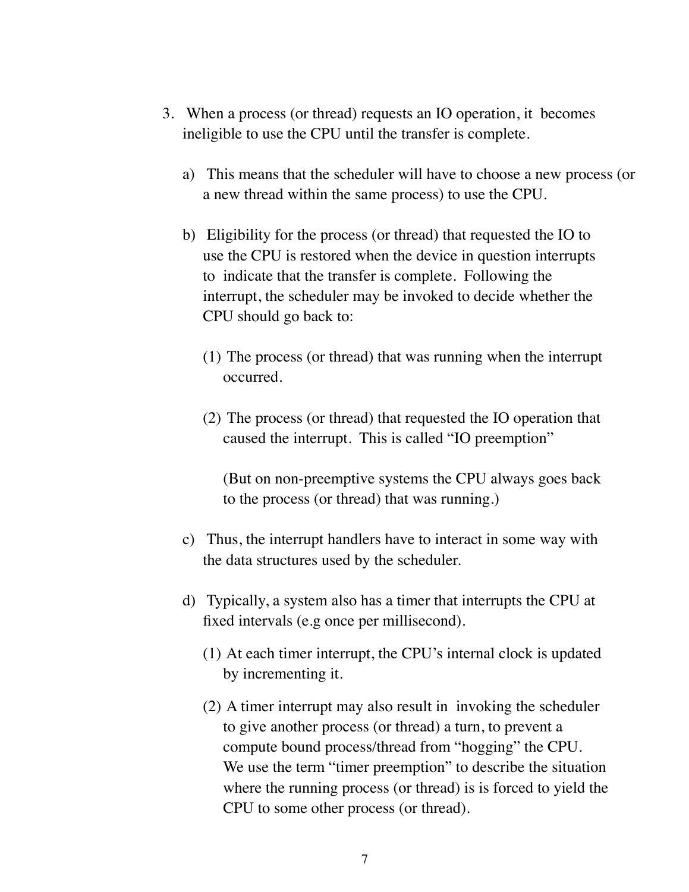3. When a process (or thread) requests an IO operation, it becomes ineligible to use the CPU until the transfer is complete.

   a) This means that the scheduler will have to choose a new process (or a new thread within the same process) to use the CPU.

   b) Eligibility for the process (or thread) that requested the IO to use the CPU is restored when the device in question interrupts to indicate that the transfer is complete. Following the interrupt, the scheduler may be invoked to decide whether the CPU should go back to:

      (1) The process (or thread) that was running when the interrupt occurred.

      (2) The process (or thread) that requested the IO operation that caused the interrupt. This is called "IO preemption"

      (But on non-preemptive systems the CPU always goes back to the process (or thread) that was running.)

   c) Thus, the interrupt handlers have to interact in some way with the data structures used by the scheduler.

   d) Typically, a system also has a timer that interrupts the CPU at fixed intervals (e.g once per millisecond).

      (1) At each timer interrupt, the CPU's internal clock is updated by incrementing it.

      (2) A timer interrupt may also result in invoking the scheduler to give another process (or thread) a turn, to prevent a compute bound process/thread from "hogging" the CPU. We use the term "timer preemption" to describe the situation where the running process (or thread) is is forced to yield the CPU to some other process (or thread).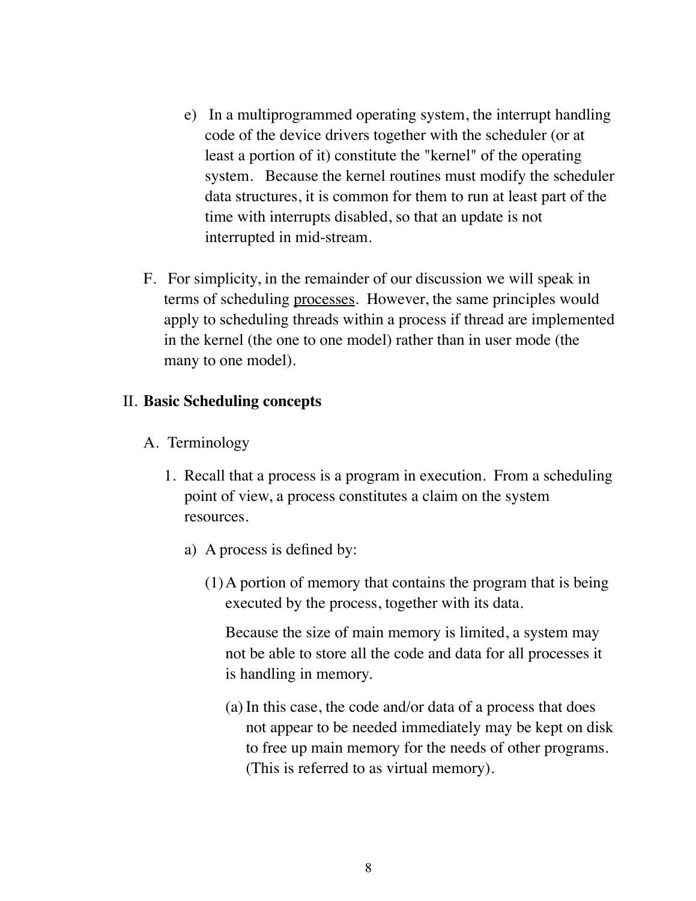e) In a multiprogrammed operating system, the interrupt handling code of the device drivers together with the scheduler (or at least a portion of it) constitute the "kernel" of the operating system. Because the kernel routines must modify the scheduler data structures, it is common for them to run at least part of the time with interrupts disabled, so that an update is not interrupted in mid-stream.

F. For simplicity, in the remainder of our discussion we will speak in terms of scheduling <u>processes</u>. However, the same principles would apply to scheduling threads within a process if thread are implemented in the kernel (the one to one model) rather than in user mode (the many to one model).

## II. **Basic Scheduling concepts**

A. Terminology

1. Recall that a process is a program in execution. From a scheduling point of view, a process constitutes a claim on the system resources.

   a) A process is defined by:

      (1) A portion of memory that contains the program that is being executed by the process, together with its data.

      Because the size of main memory is limited, a system may not be able to store all the code and data for all processes it is handling in memory.

      (a) In this case, the code and/or data of a process that does not appear to be needed immediately may be kept on disk to free up main memory for the needs of other programs. (This is referred to as virtual memory).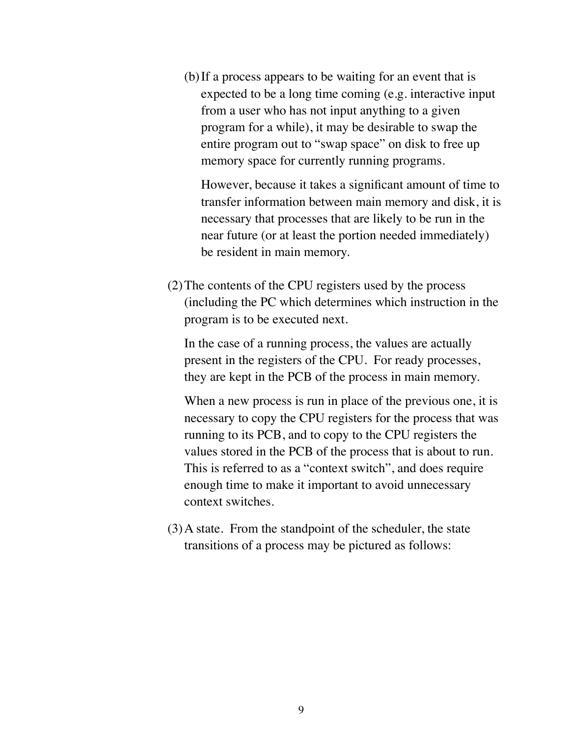(b) If a process appears to be waiting for an event that is expected to be a long time coming (e.g. interactive input from a user who has not input anything to a given program for a while), it may be desirable to swap the entire program out to "swap space" on disk to free up memory space for currently running programs.

    However, because it takes a significant amount of time to transfer information between main memory and disk, it is necessary that processes that are likely to be run in the near future (or at least the portion needed immediately) be resident in main memory.

(2) The contents of the CPU registers used by the process (including the PC which determines which instruction in the program is to be executed next.

    In the case of a running process, the values are actually present in the registers of the CPU. For ready processes, they are kept in the PCB of the process in main memory.

    When a new process is run in place of the previous one, it is necessary to copy the CPU registers for the process that was running to its PCB, and to copy to the CPU registers the values stored in the PCB of the process that is about to run. This is referred to as a "context switch", and does require enough time to make it important to avoid unnecessary context switches.

(3) A state. From the standpoint of the scheduler, the state transitions of a process may be pictured as follows: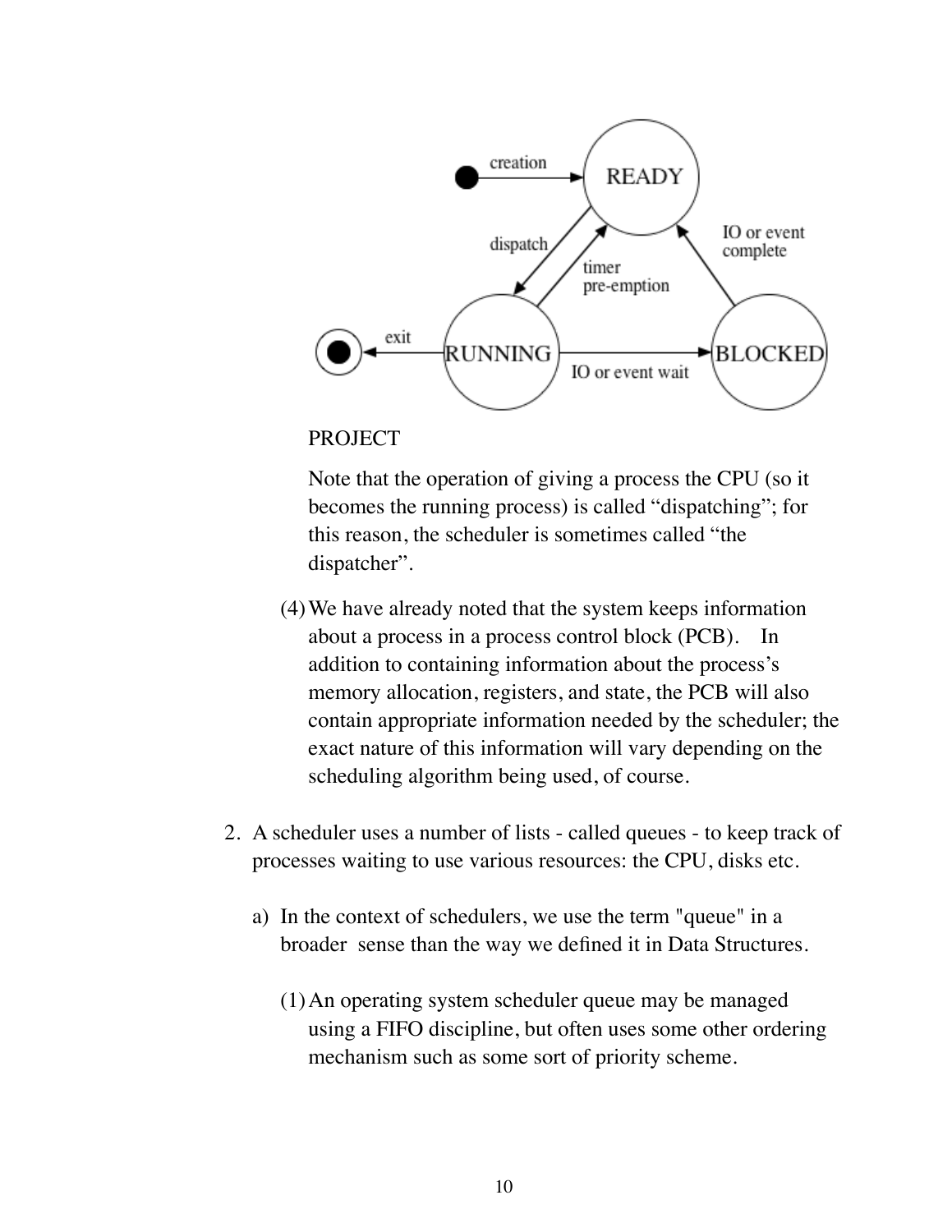PROJECT

Note that the operation of giving a process the CPU (so it becomes the running process) is called "dispatching"; for this reason, the scheduler is sometimes called "the dispatcher".

(4) We have already noted that the system keeps information about a process in a process control block (PCB). In addition to containing information about the process's memory allocation, registers, and state, the PCB will also contain appropriate information needed by the scheduler; the exact nature of this information will vary depending on the scheduling algorithm being used, of course.

2. A scheduler uses a number of lists - called queues - to keep track of processes waiting to use various resources: the CPU, disks etc.

   a) In the context of schedulers, we use the term "queue" in a broader sense than the way we defined it in Data Structures.

      (1) An operating system scheduler queue may be managed using a FIFO discipline, but often uses some other ordering mechanism such as some sort of priority scheme.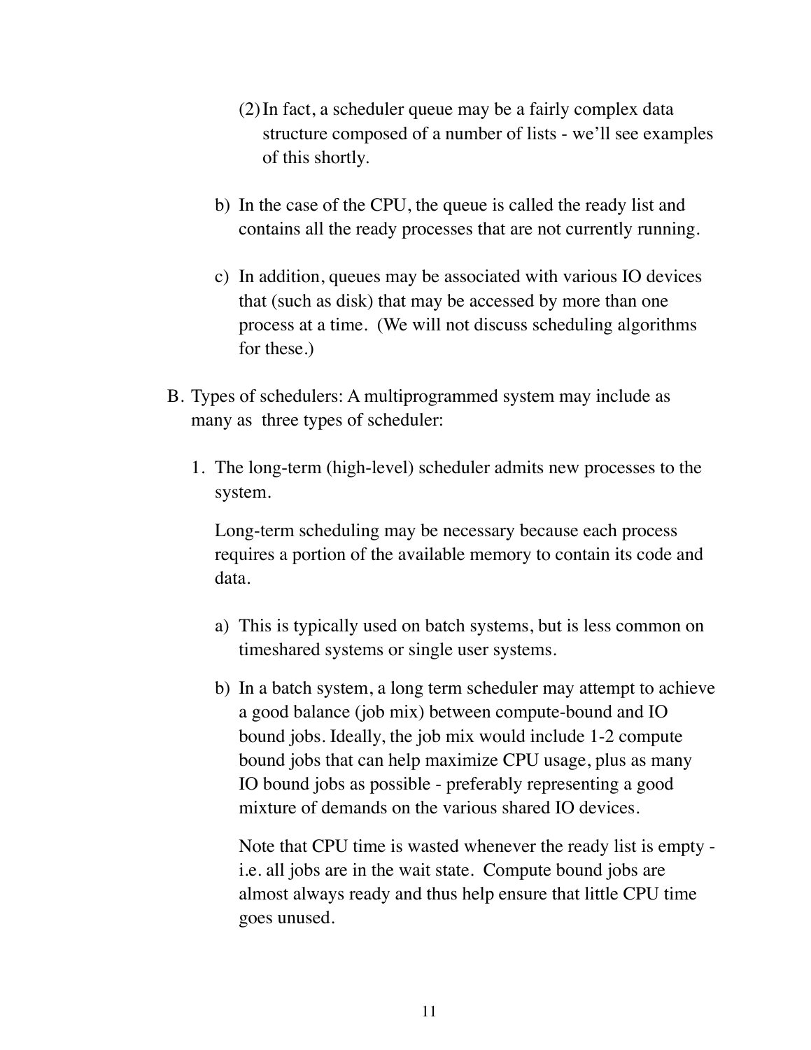(2) In fact, a scheduler queue may be a fairly complex data structure composed of a number of lists - we'll see examples of this shortly.

b) In the case of the CPU, the queue is called the ready list and contains all the ready processes that are not currently running.

c) In addition, queues may be associated with various IO devices that (such as disk) that may be accessed by more than one process at a time. (We will not discuss scheduling algorithms for these.)

B. Types of schedulers: A multiprogrammed system may include as many as three types of scheduler:

1. The long-term (high-level) scheduler admits new processes to the system.

   Long-term scheduling may be necessary because each process requires a portion of the available memory to contain its code and data.

   a) This is typically used on batch systems, but is less common on timeshared systems or single user systems.

   b) In a batch system, a long term scheduler may attempt to achieve a good balance (job mix) between compute-bound and IO bound jobs. Ideally, the job mix would include 1-2 compute bound jobs that can help maximize CPU usage, plus as many IO bound jobs as possible - preferably representing a good mixture of demands on the various shared IO devices.

      Note that CPU time is wasted whenever the ready list is empty - i.e. all jobs are in the wait state. Compute bound jobs are almost always ready and thus help ensure that little CPU time goes unused.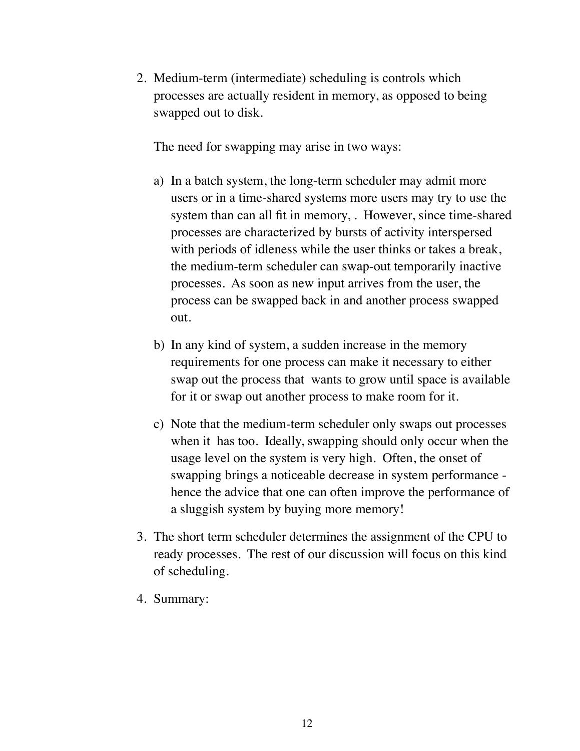2. Medium-term (intermediate) scheduling is controls which processes are actually resident in memory, as opposed to being swapped out to disk.

   The need for swapping may arise in two ways:

   a) In a batch system, the long-term scheduler may admit more users or in a time-shared systems more users may try to use the system than can all fit in memory, . However, since time-shared processes are characterized by bursts of activity interspersed with periods of idleness while the user thinks or takes a break, the medium-term scheduler can swap-out temporarily inactive processes. As soon as new input arrives from the user, the process can be swapped back in and another process swapped out.

   b) In any kind of system, a sudden increase in the memory requirements for one process can make it necessary to either swap out the process that wants to grow until space is available for it or swap out another process to make room for it.

   c) Note that the medium-term scheduler only swaps out processes when it has too. Ideally, swapping should only occur when the usage level on the system is very high. Often, the onset of swapping brings a noticeable decrease in system performance - hence the advice that one can often improve the performance of a sluggish system by buying more memory!

3. The short term scheduler determines the assignment of the CPU to ready processes. The rest of our discussion will focus on this kind of scheduling.

4. Summary: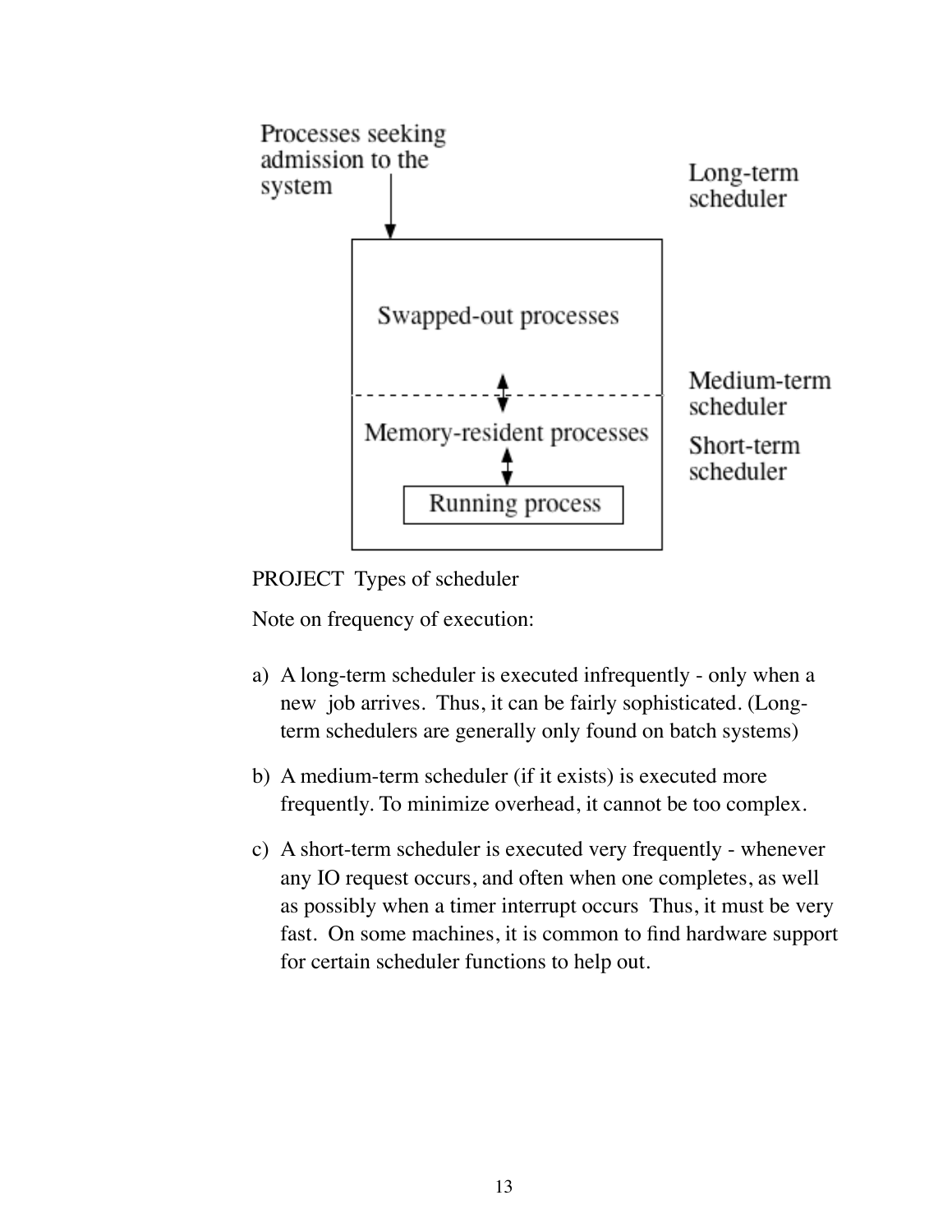Processes seeking admission to the system

Long-term scheduler

Swapped-out processes

Medium-term scheduler

Memory-resident processes

Short-term scheduler

Running process

PROJECT Types of scheduler

Note on frequency of execution:

a) A long-term scheduler is executed infrequently - only when a new job arrives. Thus, it can be fairly sophisticated. (Long-term schedulers are generally only found on batch systems)

b) A medium-term scheduler (if it exists) is executed more frequently. To minimize overhead, it cannot be too complex.

c) A short-term scheduler is executed very frequently - whenever any IO request occurs, and often when one completes, as well as possibly when a timer interrupt occurs Thus, it must be very fast. On some machines, it is common to find hardware support for certain scheduler functions to help out.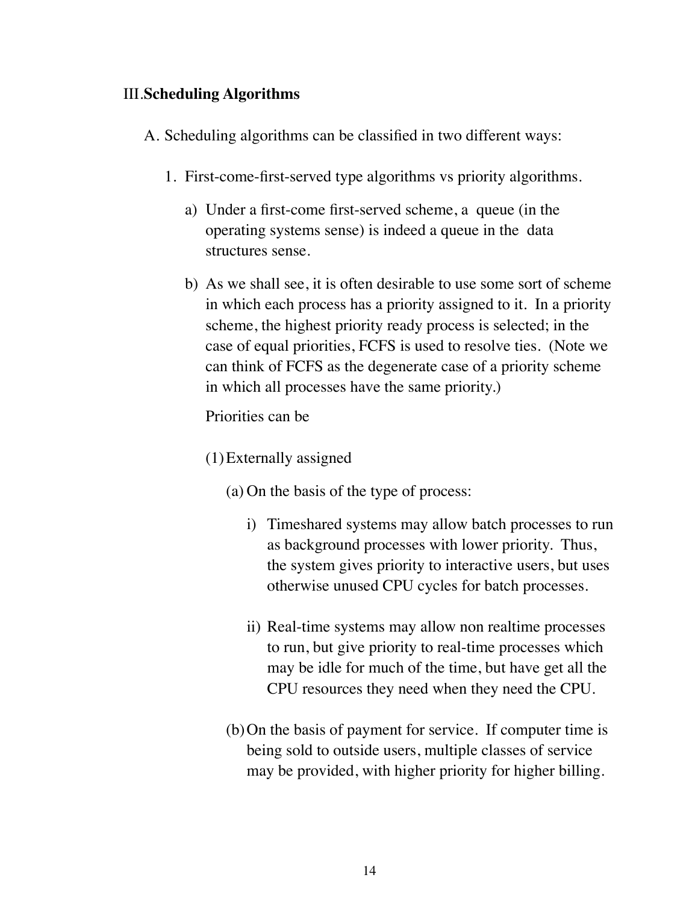## III. **Scheduling Algorithms**

A. Scheduling algorithms can be classified in two different ways:

1. First-come-first-served type algorithms vs priority algorithms.

   a) Under a first-come first-served scheme, a queue (in the operating systems sense) is indeed a queue in the data structures sense.

   b) As we shall see, it is often desirable to use some sort of scheme in which each process has a priority assigned to it. In a priority scheme, the highest priority ready process is selected; in the case of equal priorities, FCFS is used to resolve ties. (Note we can think of FCFS as the degenerate case of a priority scheme in which all processes have the same priority.)

      Priorities can be

      (1) Externally assigned

         (a) On the basis of the type of process:

            i) Timeshared systems may allow batch processes to run as background processes with lower priority. Thus, the system gives priority to interactive users, but uses otherwise unused CPU cycles for batch processes.

            ii) Real-time systems may allow non realtime processes to run, but give priority to real-time processes which may be idle for much of the time, but have get all the CPU resources they need when they need the CPU.

         (b) On the basis of payment for service. If computer time is being sold to outside users, multiple classes of service may be provided, with higher priority for higher billing.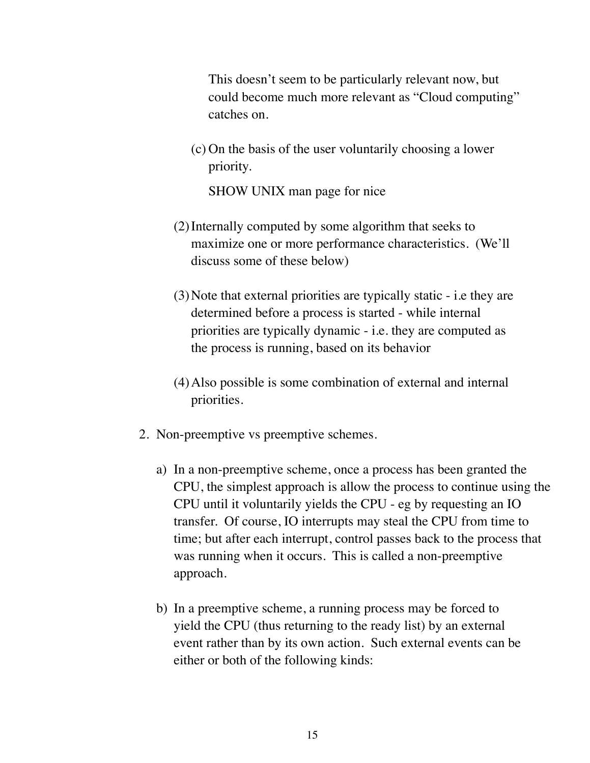This doesn't seem to be particularly relevant now, but could become much more relevant as "Cloud computing" catches on.

(c) On the basis of the user voluntarily choosing a lower priority.

SHOW UNIX man page for nice

(2) Internally computed by some algorithm that seeks to maximize one or more performance characteristics. (We'll discuss some of these below)

(3) Note that external priorities are typically static - i.e they are determined before a process is started - while internal priorities are typically dynamic - i.e. they are computed as the process is running, based on its behavior

(4) Also possible is some combination of external and internal priorities.

2. Non-preemptive vs preemptive schemes.

a) In a non-preemptive scheme, once a process has been granted the CPU, the simplest approach is allow the process to continue using the CPU until it voluntarily yields the CPU - eg by requesting an IO transfer. Of course, IO interrupts may steal the CPU from time to time; but after each interrupt, control passes back to the process that was running when it occurs. This is called a non-preemptive approach.

b) In a preemptive scheme, a running process may be forced to yield the CPU (thus returning to the ready list) by an external event rather than by its own action. Such external events can be either or both of the following kinds: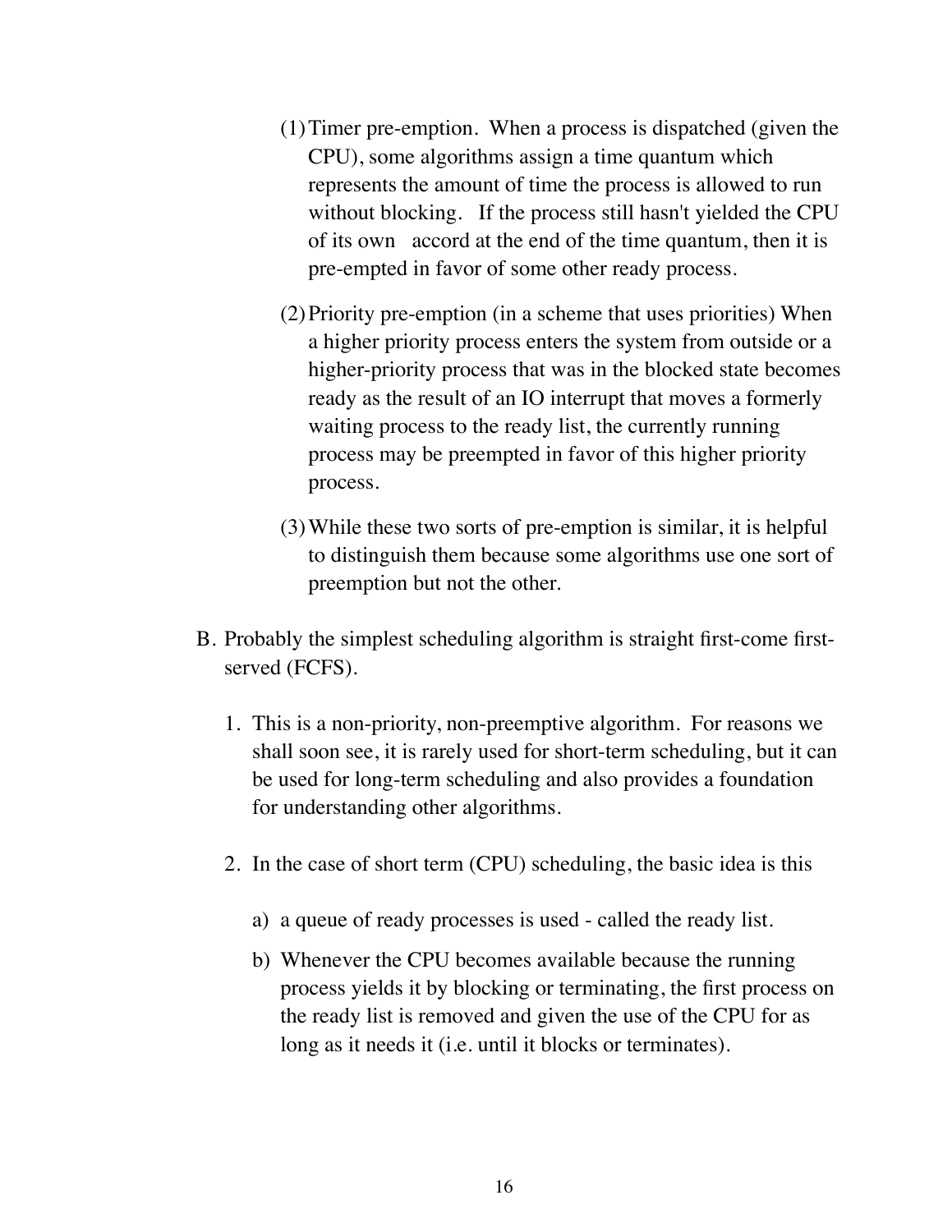(1) Timer pre-emption. When a process is dispatched (given the CPU), some algorithms assign a time quantum which represents the amount of time the process is allowed to run without blocking. If the process still hasn't yielded the CPU of its own accord at the end of the time quantum, then it is pre-empted in favor of some other ready process.

(2) Priority pre-emption (in a scheme that uses priorities) When a higher priority process enters the system from outside or a higher-priority process that was in the blocked state becomes ready as the result of an IO interrupt that moves a formerly waiting process to the ready list, the currently running process may be preempted in favor of this higher priority process.

(3) While these two sorts of pre-emption is similar, it is helpful to distinguish them because some algorithms use one sort of preemption but not the other.

B. Probably the simplest scheduling algorithm is straight first-come first-served (FCFS).

1. This is a non-priority, non-preemptive algorithm. For reasons we shall soon see, it is rarely used for short-term scheduling, but it can be used for long-term scheduling and also provides a foundation for understanding other algorithms.

2. In the case of short term (CPU) scheduling, the basic idea is this

   a) a queue of ready processes is used - called the ready list.

   b) Whenever the CPU becomes available because the running process yields it by blocking or terminating, the first process on the ready list is removed and given the use of the CPU for as long as it needs it (i.e. until it blocks or terminates).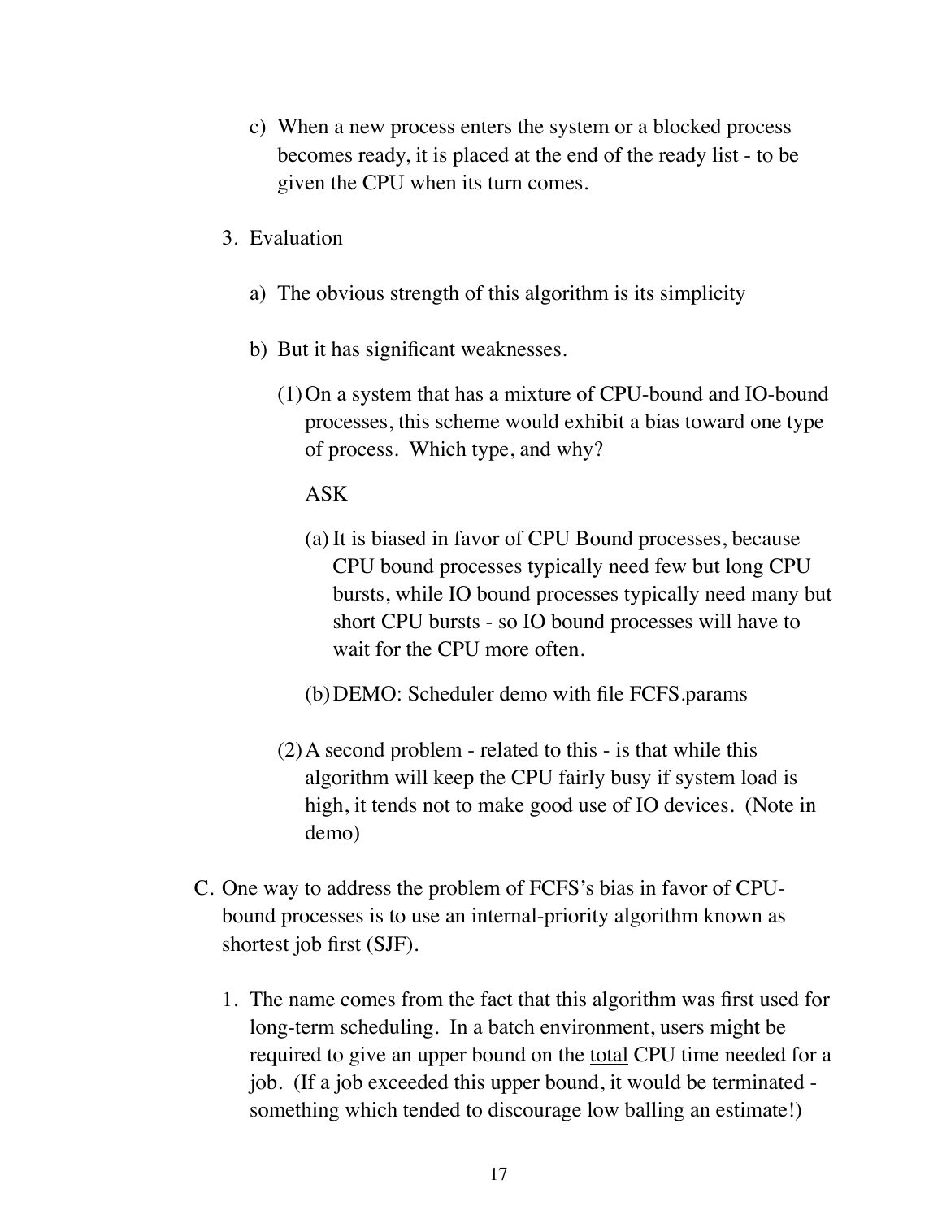c) When a new process enters the system or a blocked process becomes ready, it is placed at the end of the ready list - to be given the CPU when its turn comes.

3. Evaluation

   a) The obvious strength of this algorithm is its simplicity

   b) But it has significant weaknesses.

      (1) On a system that has a mixture of CPU-bound and IO-bound processes, this scheme would exhibit a bias toward one type of process. Which type, and why?

      ASK

         (a) It is biased in favor of CPU Bound processes, because CPU bound processes typically need few but long CPU bursts, while IO bound processes typically need many but short CPU bursts - so IO bound processes will have to wait for the CPU more often.

         (b) DEMO: Scheduler demo with file FCFS.params

      (2) A second problem - related to this - is that while this algorithm will keep the CPU fairly busy if system load is high, it tends not to make good use of IO devices. (Note in demo)

C. One way to address the problem of FCFS's bias in favor of CPU-bound processes is to use an internal-priority algorithm known as shortest job first (SJF).

   1. The name comes from the fact that this algorithm was first used for long-term scheduling. In a batch environment, users might be required to give an upper bound on the <u>total</u> CPU time needed for a job. (If a job exceeded this upper bound, it would be terminated - something which tended to discourage low balling an estimate!)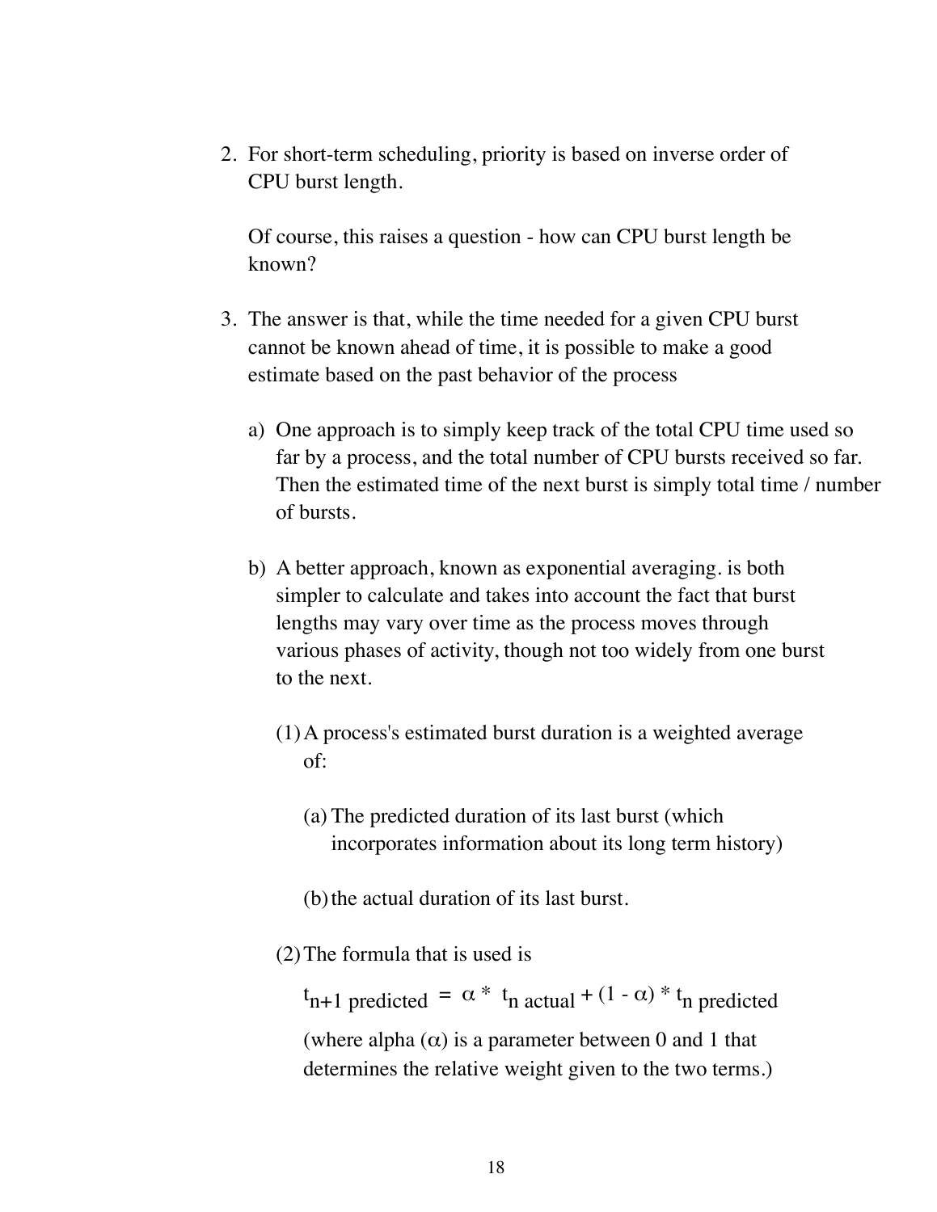2. For short-term scheduling, priority is based on inverse order of CPU burst length.

   Of course, this raises a question - how can CPU burst length be known?

3. The answer is that, while the time needed for a given CPU burst cannot be known ahead of time, it is possible to make a good estimate based on the past behavior of the process

   a) One approach is to simply keep track of the total CPU time used so far by a process, and the total number of CPU bursts received so far. Then the estimated time of the next burst is simply total time / number of bursts.

   b) A better approach, known as exponential averaging. is both simpler to calculate and takes into account the fact that burst lengths may vary over time as the process moves through various phases of activity, though not too widely from one burst to the next.

      (1) A process's estimated burst duration is a weighted average of:

         (a) The predicted duration of its last burst (which incorporates information about its long term history)

         (b) the actual duration of its last burst.

      (2) The formula that is used is

         $$t_{n+1\ \text{predicted}} = \alpha * t_{n\ \text{actual}} + (1 - \alpha) * t_{n\ \text{predicted}}$$

         (where alpha ($\alpha$) is a parameter between 0 and 1 that determines the relative weight given to the two terms.)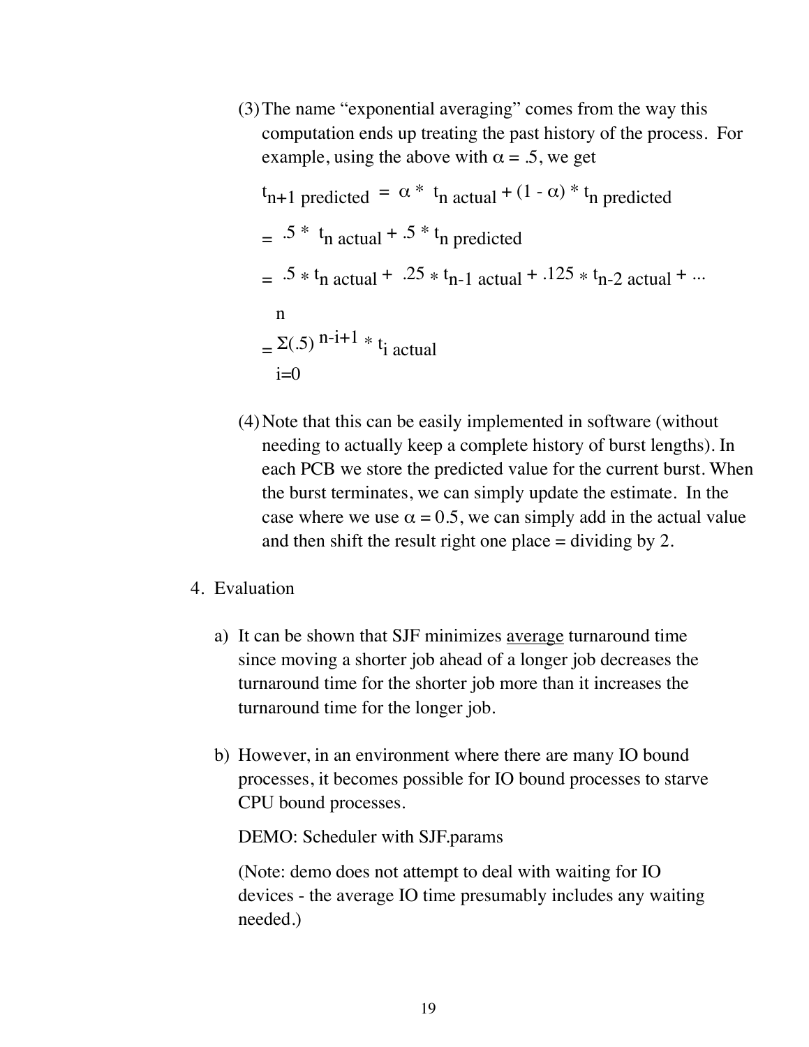(3) The name "exponential averaging" comes from the way this computation ends up treating the past history of the process. For example, using the above with $\alpha = .5$, we get

$$t_{n+1\ predicted} = \alpha * t_{n\ actual} + (1 - \alpha) * t_{n\ predicted}$$

$$= .5 * t_{n\ actual} + .5 * t_{n\ predicted}$$

$$= .5 * t_{n\ actual} + .25 * t_{n-1\ actual} + .125 * t_{n-2\ actual} + ...$$

$$= \sum_{i=0}^{n} (.5)^{n-i+1} * t_{i\ actual}$$

(4) Note that this can be easily implemented in software (without needing to actually keep a complete history of burst lengths). In each PCB we store the predicted value for the current burst. When the burst terminates, we can simply update the estimate. In the case where we use $\alpha = 0.5$, we can simply add in the actual value and then shift the result right one place = dividing by 2.

4. Evaluation

a) It can be shown that SJF minimizes <u>average</u> turnaround time since moving a shorter job ahead of a longer job decreases the turnaround time for the shorter job more than it increases the turnaround time for the longer job.

b) However, in an environment where there are many IO bound processes, it becomes possible for IO bound processes to starve CPU bound processes.

DEMO: Scheduler with SJF.params

(Note: demo does not attempt to deal with waiting for IO devices - the average IO time presumably includes any waiting needed.)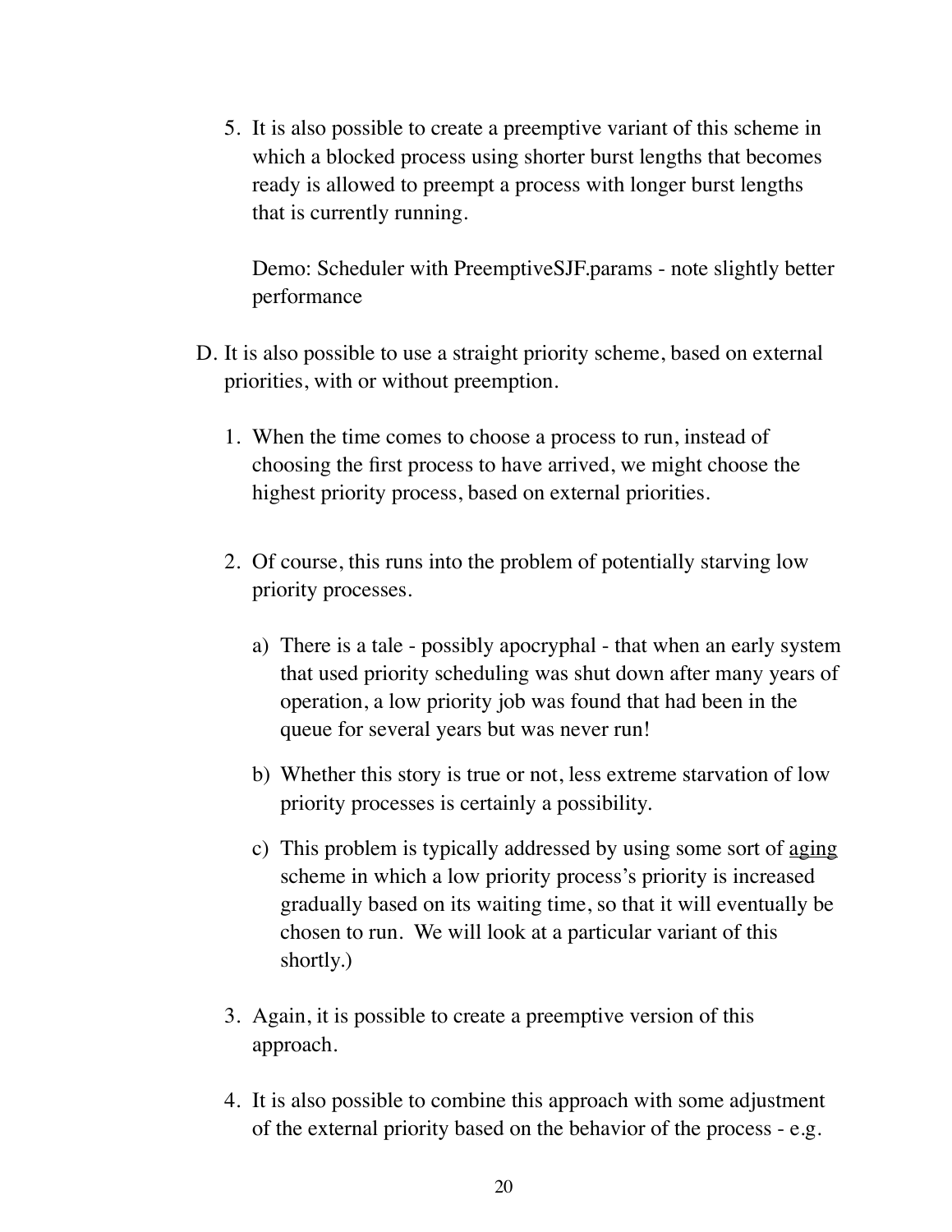5. It is also possible to create a preemptive variant of this scheme in which a blocked process using shorter burst lengths that becomes ready is allowed to preempt a process with longer burst lengths that is currently running.

   Demo: Scheduler with PreemptiveSJF.params - note slightly better performance

D. It is also possible to use a straight priority scheme, based on external priorities, with or without preemption.

   1. When the time comes to choose a process to run, instead of choosing the first process to have arrived, we might choose the highest priority process, based on external priorities.

   2. Of course, this runs into the problem of potentially starving low priority processes.

      a) There is a tale - possibly apocryphal - that when an early system that used priority scheduling was shut down after many years of operation, a low priority job was found that had been in the queue for several years but was never run!

      b) Whether this story is true or not, less extreme starvation of low priority processes is certainly a possibility.

      c) This problem is typically addressed by using some sort of <u>aging</u> scheme in which a low priority process's priority is increased gradually based on its waiting time, so that it will eventually be chosen to run. We will look at a particular variant of this shortly.)

   3. Again, it is possible to create a preemptive version of this approach.

   4. It is also possible to combine this approach with some adjustment of the external priority based on the behavior of the process - e.g.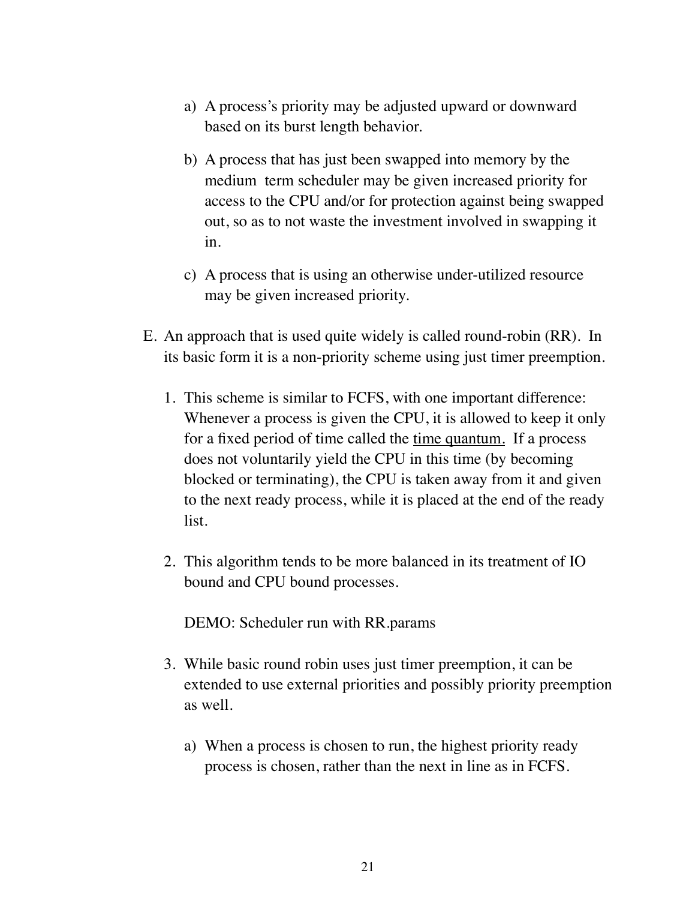a) A process's priority may be adjusted upward or downward based on its burst length behavior.

b) A process that has just been swapped into memory by the medium term scheduler may be given increased priority for access to the CPU and/or for protection against being swapped out, so as to not waste the investment involved in swapping it in.

c) A process that is using an otherwise under-utilized resource may be given increased priority.

E. An approach that is used quite widely is called round-robin (RR). In its basic form it is a non-priority scheme using just timer preemption.

1. This scheme is similar to FCFS, with one important difference: Whenever a process is given the CPU, it is allowed to keep it only for a fixed period of time called the <u>time quantum.</u> If a process does not voluntarily yield the CPU in this time (by becoming blocked or terminating), the CPU is taken away from it and given to the next ready process, while it is placed at the end of the ready list.

2. This algorithm tends to be more balanced in its treatment of IO bound and CPU bound processes.

   DEMO: Scheduler run with RR.params

3. While basic round robin uses just timer preemption, it can be extended to use external priorities and possibly priority preemption as well.

   a) When a process is chosen to run, the highest priority ready process is chosen, rather than the next in line as in FCFS.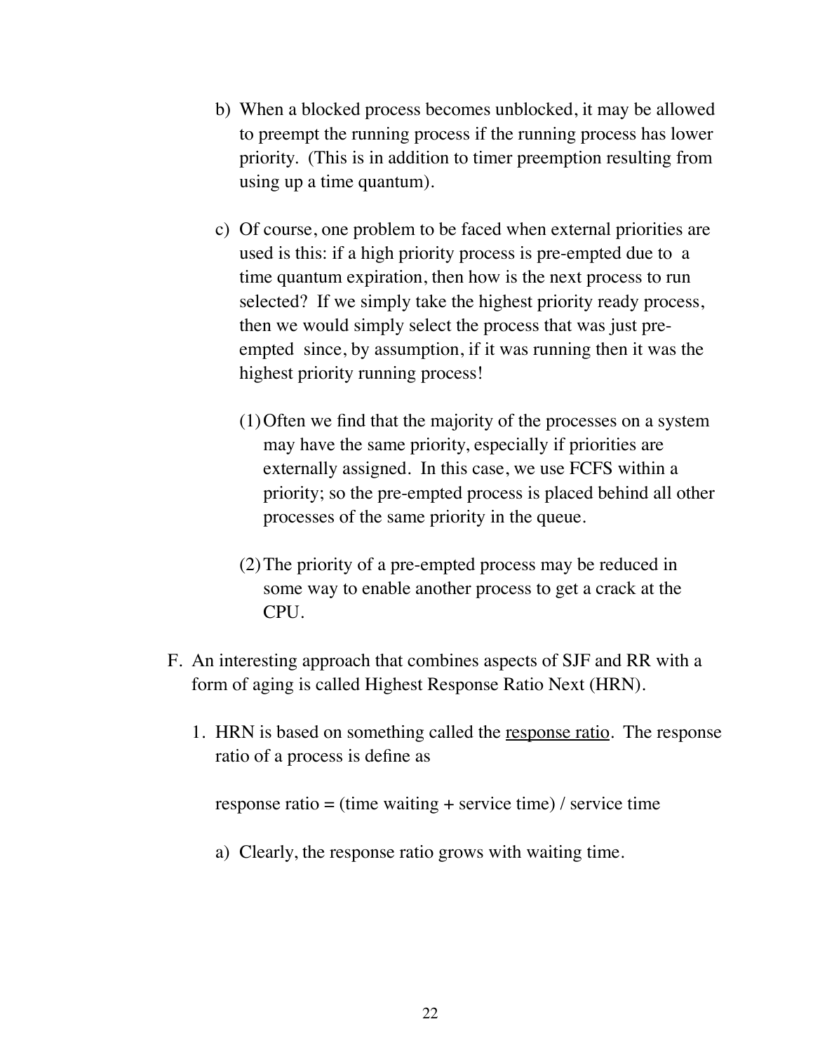b) When a blocked process becomes unblocked, it may be allowed to preempt the running process if the running process has lower priority. (This is in addition to timer preemption resulting from using up a time quantum).

c) Of course, one problem to be faced when external priorities are used is this: if a high priority process is pre-empted due to a time quantum expiration, then how is the next process to run selected? If we simply take the highest priority ready process, then we would simply select the process that was just pre-empted since, by assumption, if it was running then it was the highest priority running process!

(1) Often we find that the majority of the processes on a system may have the same priority, especially if priorities are externally assigned. In this case, we use FCFS within a priority; so the pre-empted process is placed behind all other processes of the same priority in the queue.

(2) The priority of a pre-empted process may be reduced in some way to enable another process to get a crack at the CPU.

F. An interesting approach that combines aspects of SJF and RR with a form of aging is called Highest Response Ratio Next (HRN).

1. HRN is based on something called the <u>response ratio</u>. The response ratio of a process is define as

   response ratio = (time waiting + service time) / service time

   a) Clearly, the response ratio grows with waiting time.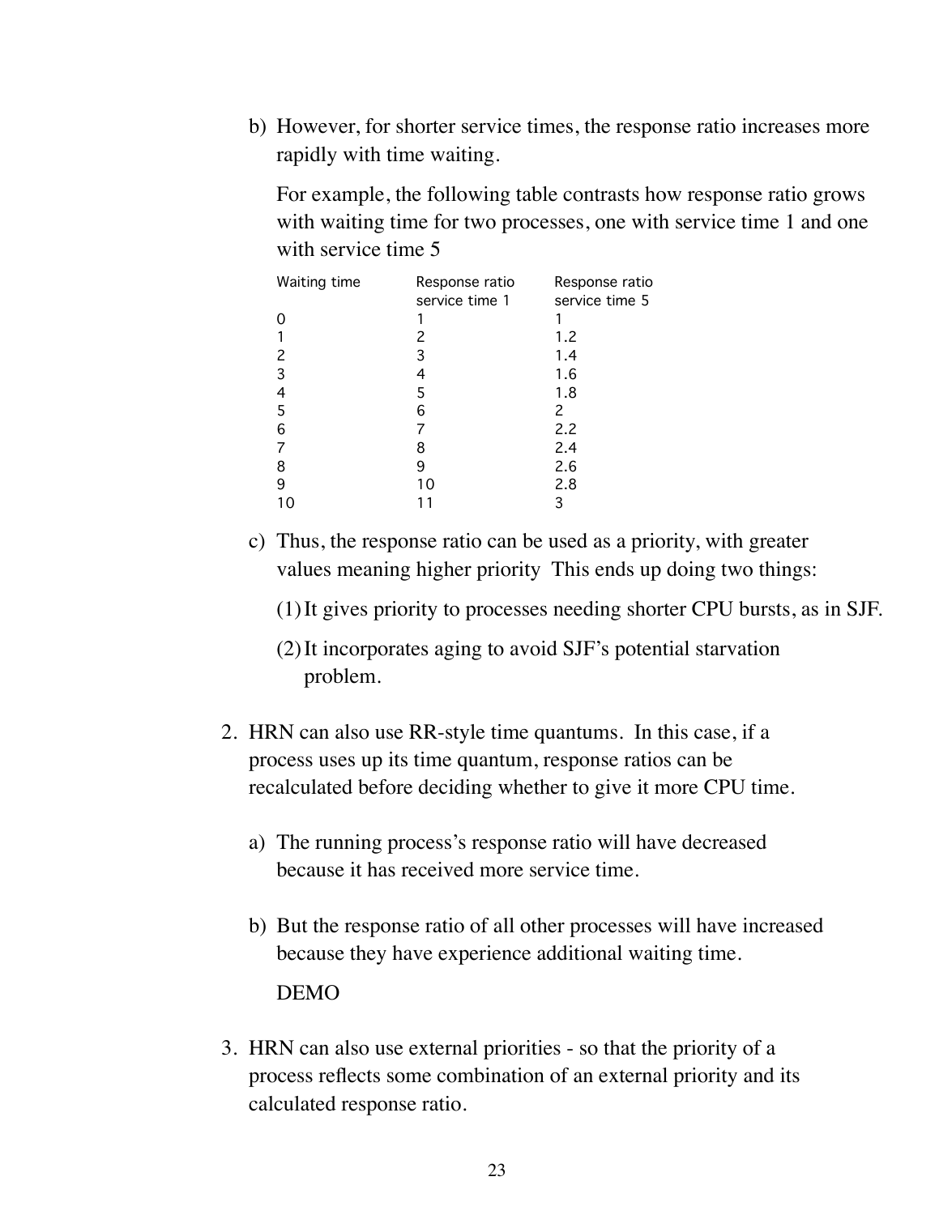b) However, for shorter service times, the response ratio increases more rapidly with time waiting.

   For example, the following table contrasts how response ratio grows with waiting time for two processes, one with service time 1 and one with service time 5

| Waiting time | Response ratio service time 1 | Response ratio service time 5 |
|---|---|---|
| 0 | 1 | 1 |
| 1 | 2 | 1.2 |
| 2 | 3 | 1.4 |
| 3 | 4 | 1.6 |
| 4 | 5 | 1.8 |
| 5 | 6 | 2 |
| 6 | 7 | 2.2 |
| 7 | 8 | 2.4 |
| 8 | 9 | 2.6 |
| 9 | 10 | 2.8 |
| 10 | 11 | 3 |

c) Thus, the response ratio can be used as a priority, with greater values meaning higher priority  This ends up doing two things:

   (1) It gives priority to processes needing shorter CPU bursts, as in SJF.

   (2) It incorporates aging to avoid SJF's potential starvation problem.

2. HRN can also use RR-style time quantums.  In this case, if a process uses up its time quantum, response ratios can be recalculated before deciding whether to give it more CPU time.

   a) The running process's response ratio will have decreased because it has received more service time.

   b) But the response ratio of all other processes will have increased because they have experience additional waiting time.

      DEMO

3. HRN can also use external priorities - so that the priority of a process reflects some combination of an external priority and its calculated response ratio.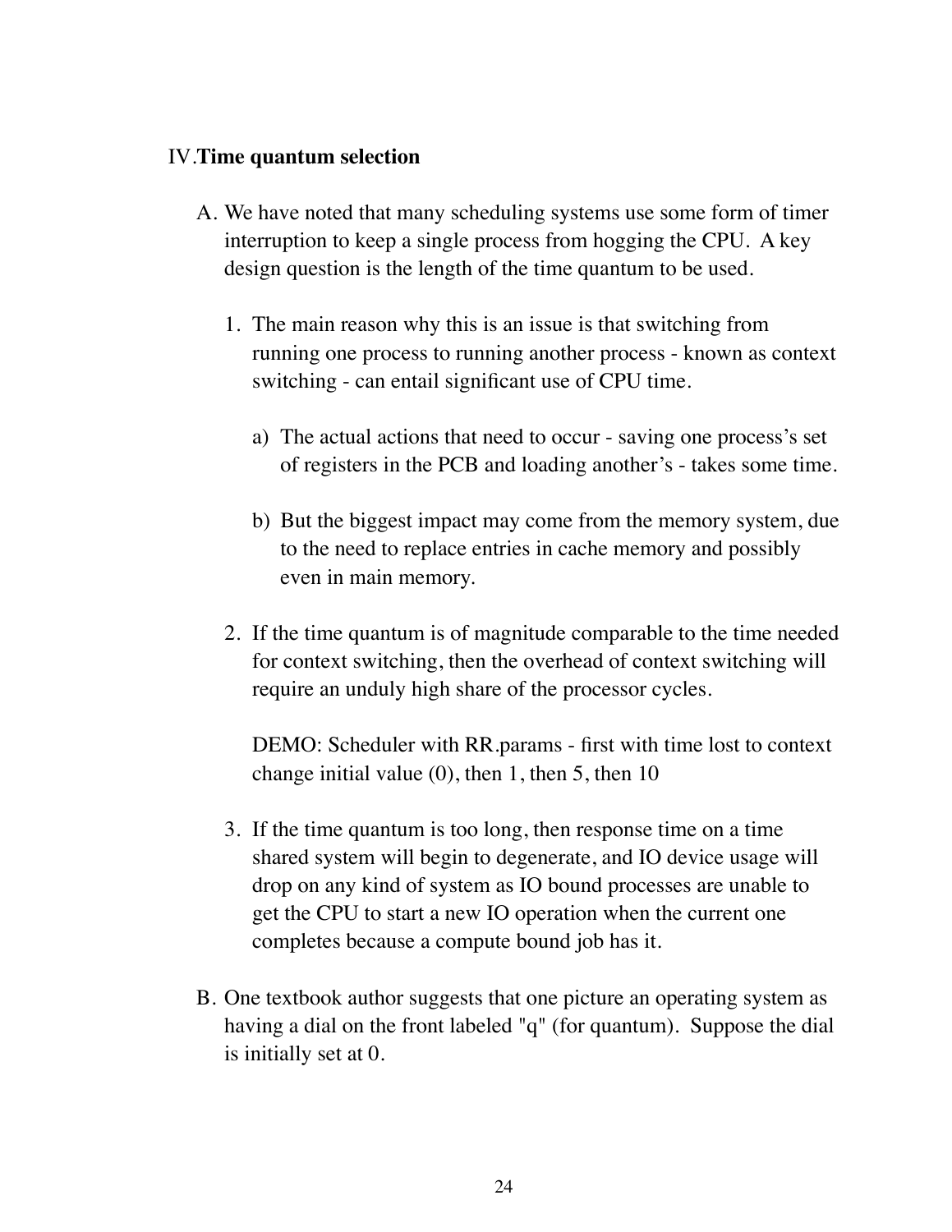IV. **Time quantum selection**

A. We have noted that many scheduling systems use some form of timer interruption to keep a single process from hogging the CPU. A key design question is the length of the time quantum to be used.

   1. The main reason why this is an issue is that switching from running one process to running another process - known as context switching - can entail significant use of CPU time.

      a) The actual actions that need to occur - saving one process's set of registers in the PCB and loading another's - takes some time.

      b) But the biggest impact may come from the memory system, due to the need to replace entries in cache memory and possibly even in main memory.

   2. If the time quantum is of magnitude comparable to the time needed for context switching, then the overhead of context switching will require an unduly high share of the processor cycles.

      DEMO: Scheduler with RR.params - first with time lost to context change initial value (0), then 1, then 5, then 10

   3. If the time quantum is too long, then response time on a time shared system will begin to degenerate, and IO device usage will drop on any kind of system as IO bound processes are unable to get the CPU to start a new IO operation when the current one completes because a compute bound job has it.

B. One textbook author suggests that one picture an operating system as having a dial on the front labeled "q" (for quantum). Suppose the dial is initially set at 0.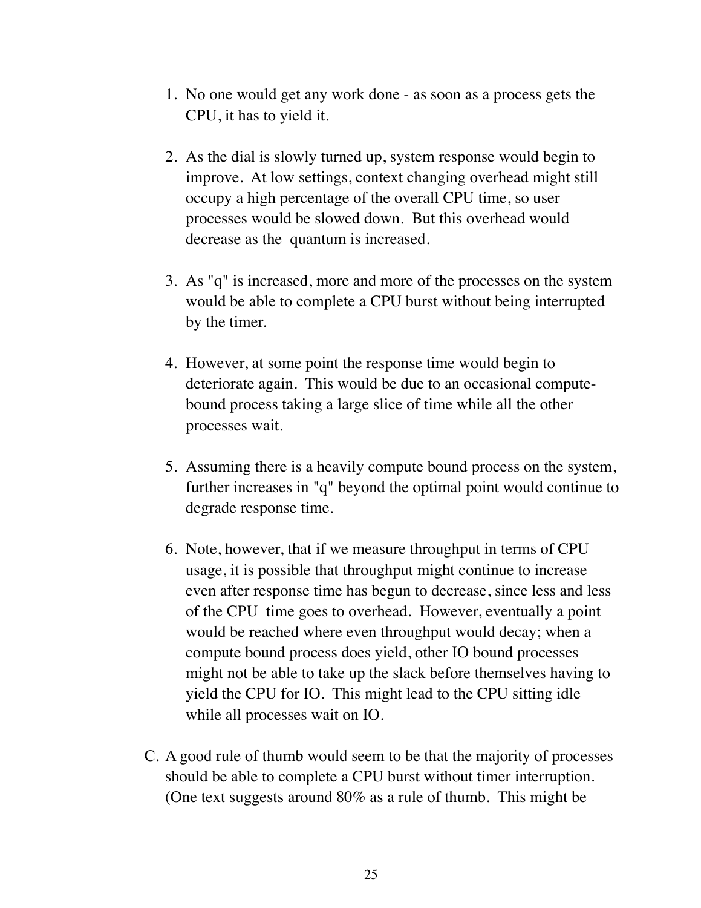1. No one would get any work done - as soon as a process gets the CPU, it has to yield it.

2. As the dial is slowly turned up, system response would begin to improve. At low settings, context changing overhead might still occupy a high percentage of the overall CPU time, so user processes would be slowed down. But this overhead would decrease as the quantum is increased.

3. As "q" is increased, more and more of the processes on the system would be able to complete a CPU burst without being interrupted by the timer.

4. However, at some point the response time would begin to deteriorate again. This would be due to an occasional compute-bound process taking a large slice of time while all the other processes wait.

5. Assuming there is a heavily compute bound process on the system, further increases in "q" beyond the optimal point would continue to degrade response time.

6. Note, however, that if we measure throughput in terms of CPU usage, it is possible that throughput might continue to increase even after response time has begun to decrease, since less and less of the CPU time goes to overhead. However, eventually a point would be reached where even throughput would decay; when a compute bound process does yield, other IO bound processes might not be able to take up the slack before themselves having to yield the CPU for IO. This might lead to the CPU sitting idle while all processes wait on IO.

C. A good rule of thumb would seem to be that the majority of processes should be able to complete a CPU burst without timer interruption. (One text suggests around 80% as a rule of thumb. This might be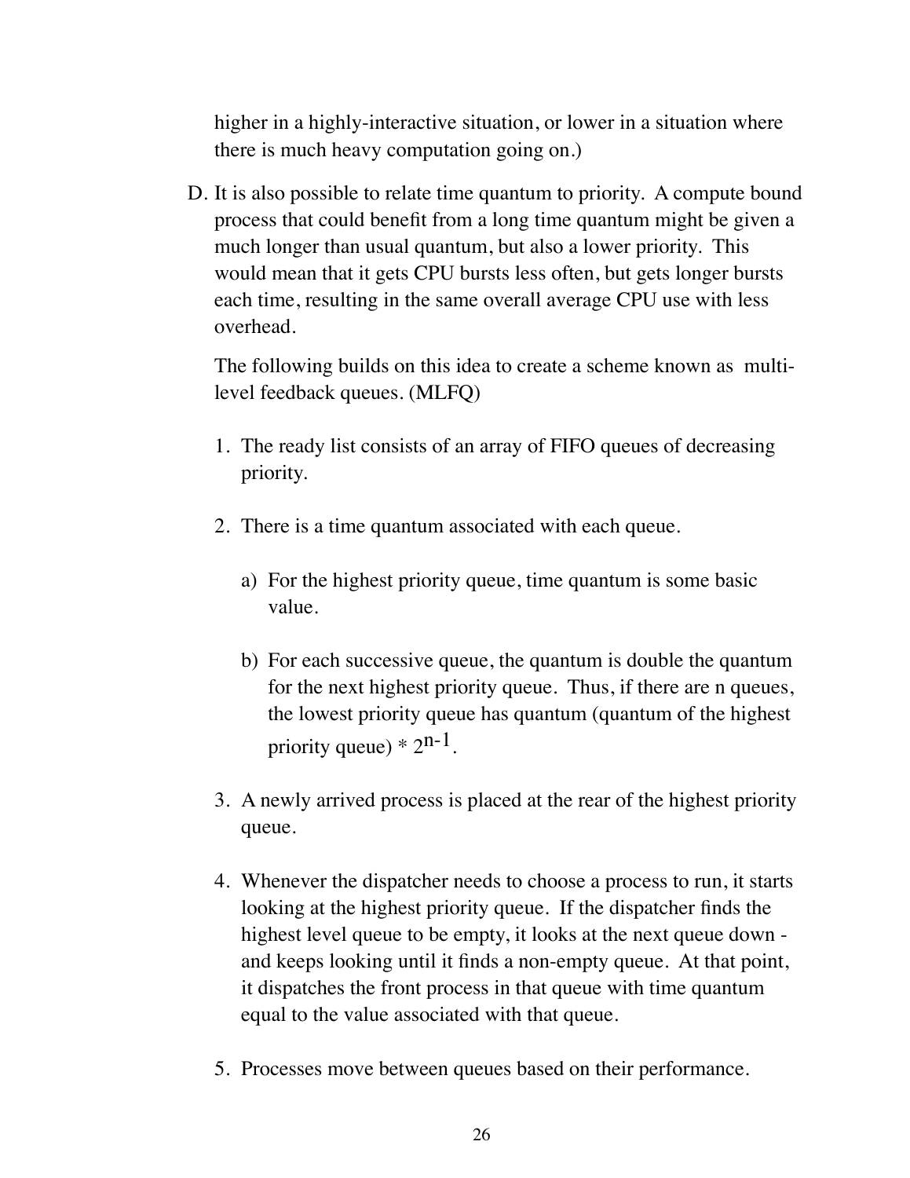higher in a highly-interactive situation, or lower in a situation where there is much heavy computation going on.)

D. It is also possible to relate time quantum to priority. A compute bound process that could benefit from a long time quantum might be given a much longer than usual quantum, but also a lower priority. This would mean that it gets CPU bursts less often, but gets longer bursts each time, resulting in the same overall average CPU use with less overhead.

   The following builds on this idea to create a scheme known as multi-level feedback queues. (MLFQ)

   1. The ready list consists of an array of FIFO queues of decreasing priority.

   2. There is a time quantum associated with each queue.

      a) For the highest priority queue, time quantum is some basic value.

      b) For each successive queue, the quantum is double the quantum for the next highest priority queue. Thus, if there are n queues, the lowest priority queue has quantum (quantum of the highest priority queue) * $2^{n-1}$.

   3. A newly arrived process is placed at the rear of the highest priority queue.

   4. Whenever the dispatcher needs to choose a process to run, it starts looking at the highest priority queue. If the dispatcher finds the highest level queue to be empty, it looks at the next queue down - and keeps looking until it finds a non-empty queue. At that point, it dispatches the front process in that queue with time quantum equal to the value associated with that queue.

   5. Processes move between queues based on their performance.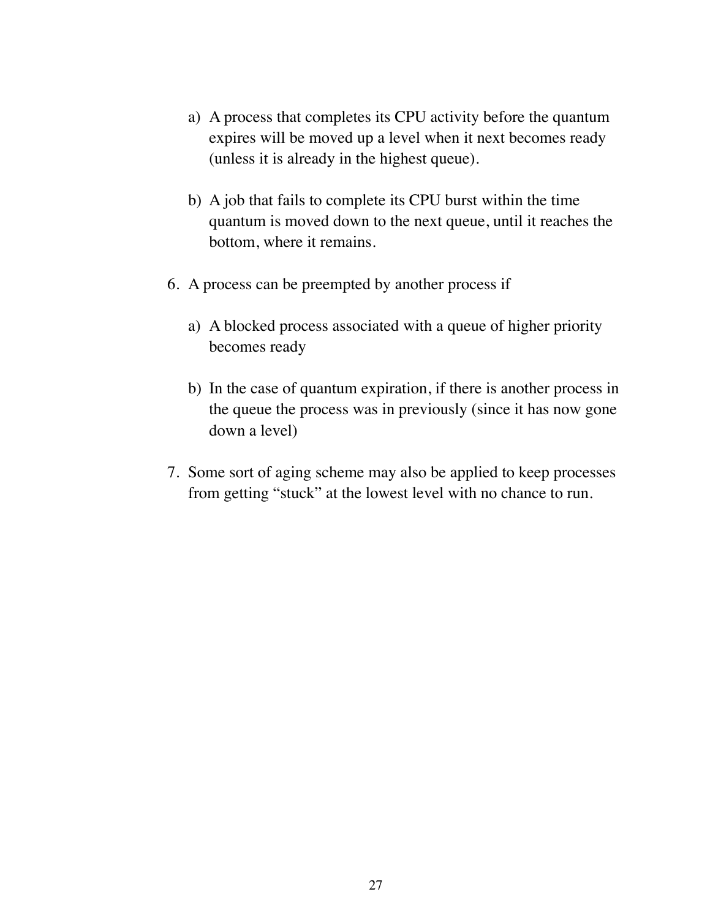a) A process that completes its CPU activity before the quantum expires will be moved up a level when it next becomes ready (unless it is already in the highest queue).

   b) A job that fails to complete its CPU burst within the time quantum is moved down to the next queue, until it reaches the bottom, where it remains.

6. A process can be preempted by another process if

   a) A blocked process associated with a queue of higher priority becomes ready

   b) In the case of quantum expiration, if there is another process in the queue the process was in previously (since it has now gone down a level)

7. Some sort of aging scheme may also be applied to keep processes from getting "stuck" at the lowest level with no chance to run.